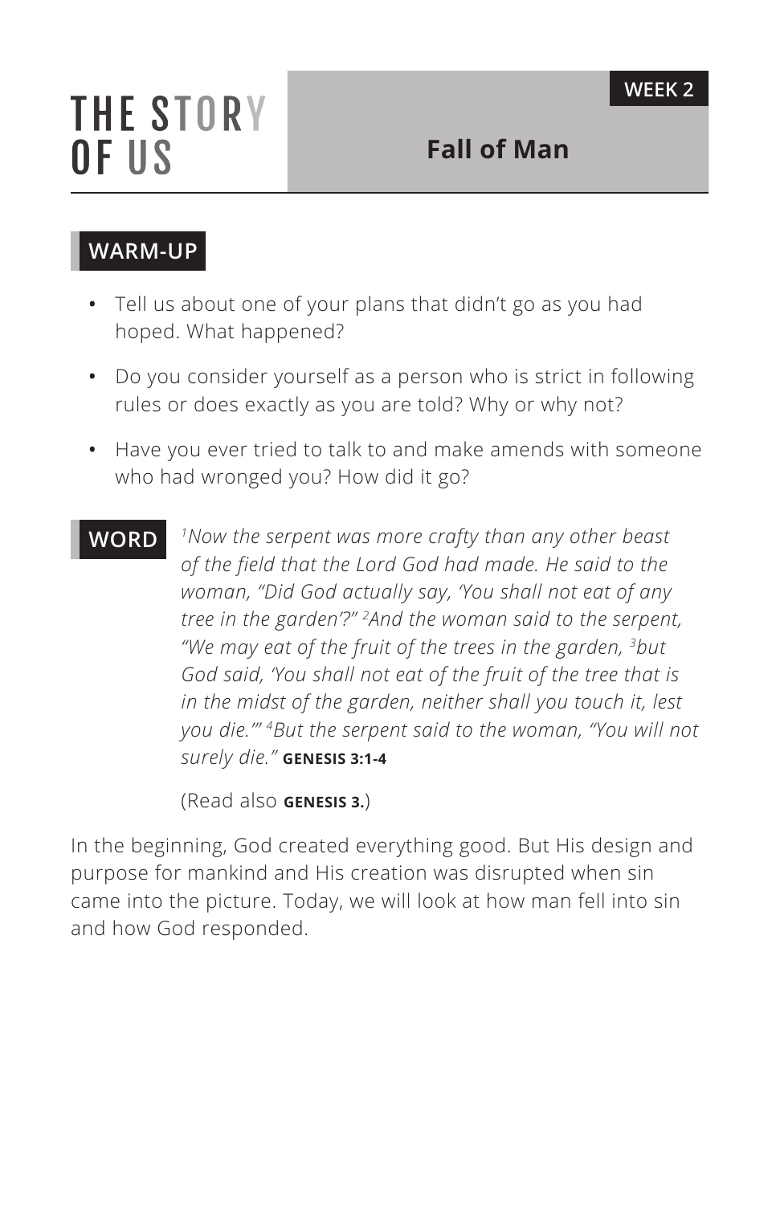# THE STORY OF US

**WEEK 2**

## Fall of Man

### WARM-UP

- Tell us about one of your plans that didn't go as you had hoped. What happened?
- Do you consider yourself as a person who is strict in following rules or does exactly as you are told? Why or why not?
- Have you ever tried to talk to and make amends with someone who had wronged you? How did it go?

### WORD

*[1]Now the serpent was more crafty than any other beast of the field that the Lord God had made. He said to the woman, "Did God actually say, 'You shall not eat of any tree in the garden'?" [2]And the woman said to the serpent, "We may eat of the fruit of the trees in the garden, [3]but God said, 'You shall not eat of the fruit of the tree that is in the midst of the garden, neither shall you touch it, lest you die.'" [4]But the serpent said to the woman, "You will not surely die."* **GENESIS 3:1-4**

(Read also **GENESIS 3.**)

In the beginning, God created everything good. But His design and purpose for mankind and His creation was disrupted when sin came into the picture. Today, we will look at how man fell into sin and how God responded.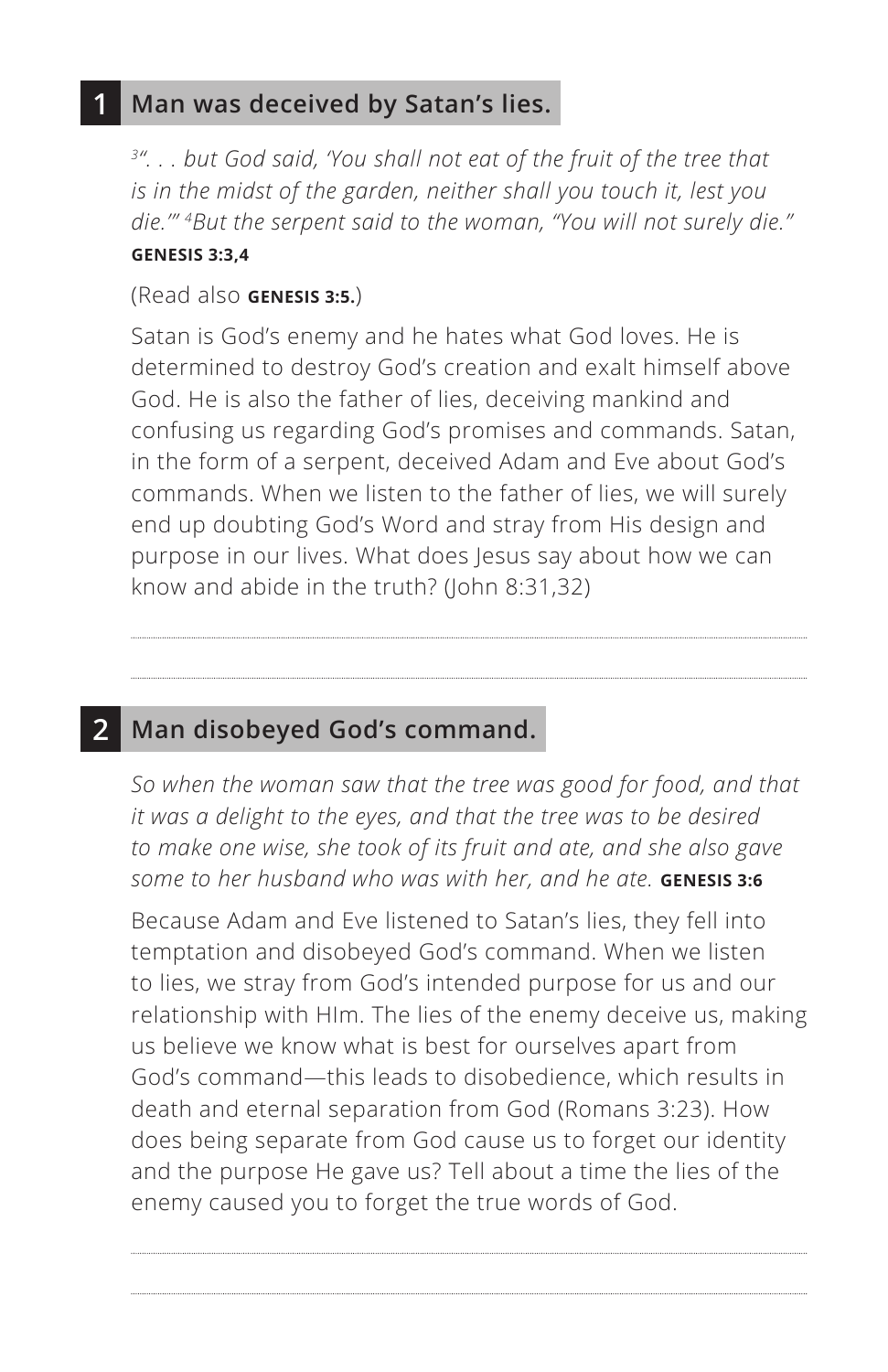## 1 Man was deceived by Satan's lies.

*[3]". . . but God said, 'You shall not eat of the fruit of the tree that is in the midst of the garden, neither shall you touch it, lest you die.'" [4]But the serpent said to the woman, "You will not surely die."*
**GENESIS 3:3,4**

(Read also **GENESIS 3:5.**)

Satan is God's enemy and he hates what God loves. He is determined to destroy God's creation and exalt himself above God. He is also the father of lies, deceiving mankind and confusing us regarding God's promises and commands. Satan, in the form of a serpent, deceived Adam and Eve about God's commands. When we listen to the father of lies, we will surely end up doubting God's Word and stray from His design and purpose in our lives. What does Jesus say about how we can know and abide in the truth? (John 8:31,32)

## 2 Man disobeyed God's command.

*So when the woman saw that the tree was good for food, and that it was a delight to the eyes, and that the tree was to be desired to make one wise, she took of its fruit and ate, and she also gave some to her husband who was with her, and he ate.* **GENESIS 3:6**

Because Adam and Eve listened to Satan's lies, they fell into temptation and disobeyed God's command. When we listen to lies, we stray from God's intended purpose for us and our relationship with HIm. The lies of the enemy deceive us, making us believe we know what is best for ourselves apart from God's command—this leads to disobedience, which results in death and eternal separation from God (Romans 3:23). How does being separate from God cause us to forget our identity and the purpose He gave us? Tell about a time the lies of the enemy caused you to forget the true words of God.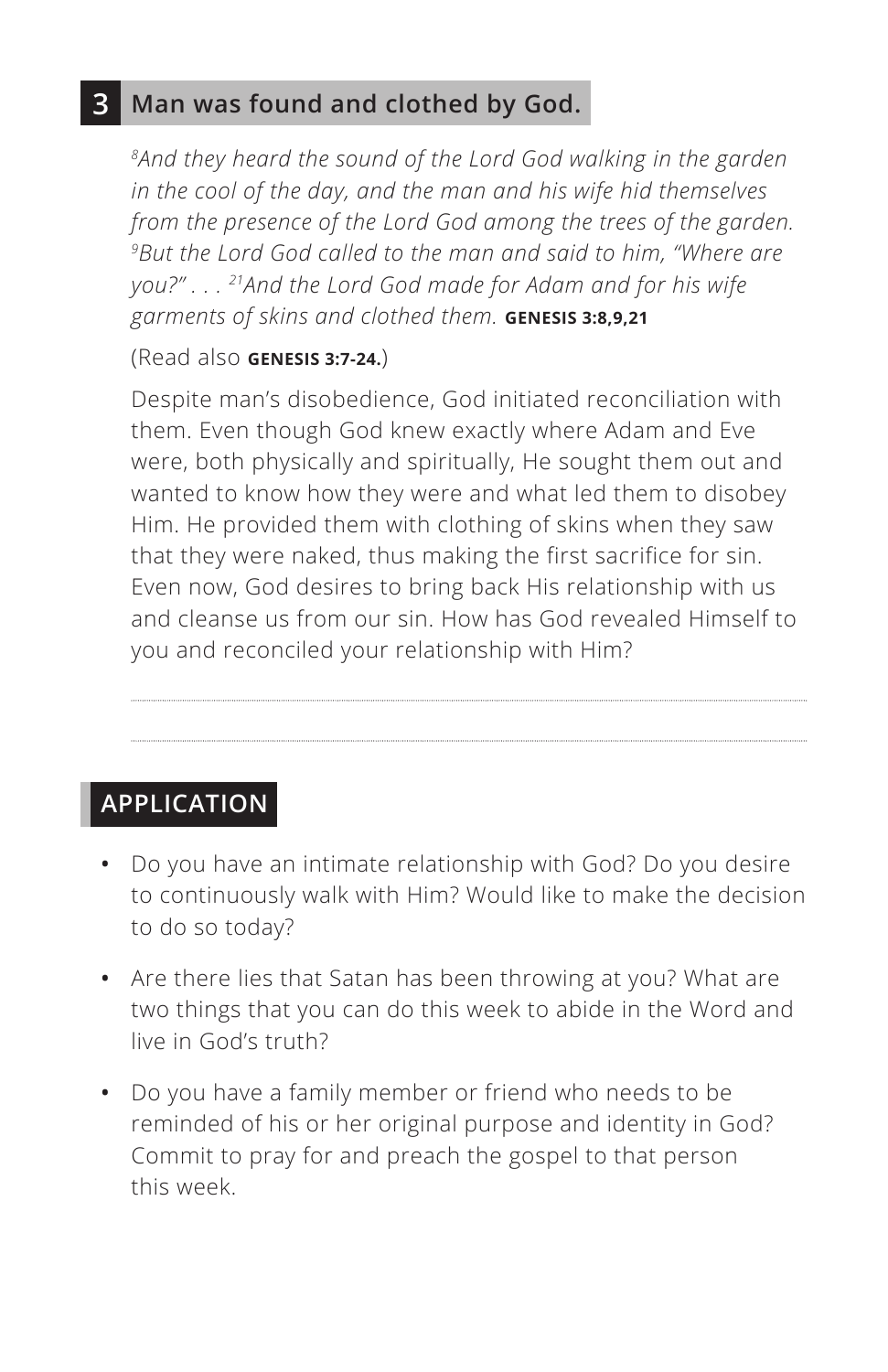## 3 Man was found and clothed by God.

*[8]And they heard the sound of the Lord God walking in the garden in the cool of the day, and the man and his wife hid themselves from the presence of the Lord God among the trees of the garden. [9]But the Lord God called to the man and said to him, "Where are you?" . . . [21]And the Lord God made for Adam and for his wife garments of skins and clothed them.* **GENESIS 3:8,9,21**

(Read also **GENESIS 3:7-24.**)

Despite man's disobedience, God initiated reconciliation with them. Even though God knew exactly where Adam and Eve were, both physically and spiritually, He sought them out and wanted to know how they were and what led them to disobey Him. He provided them with clothing of skins when they saw that they were naked, thus making the first sacrifice for sin. Even now, God desires to bring back His relationship with us and cleanse us from our sin. How has God revealed Himself to you and reconciled your relationship with Him?

## APPLICATION

- Do you have an intimate relationship with God? Do you desire to continuously walk with Him? Would like to make the decision to do so today?
- Are there lies that Satan has been throwing at you? What are two things that you can do this week to abide in the Word and live in God's truth?
- Do you have a family member or friend who needs to be reminded of his or her original purpose and identity in God? Commit to pray for and preach the gospel to that person this week.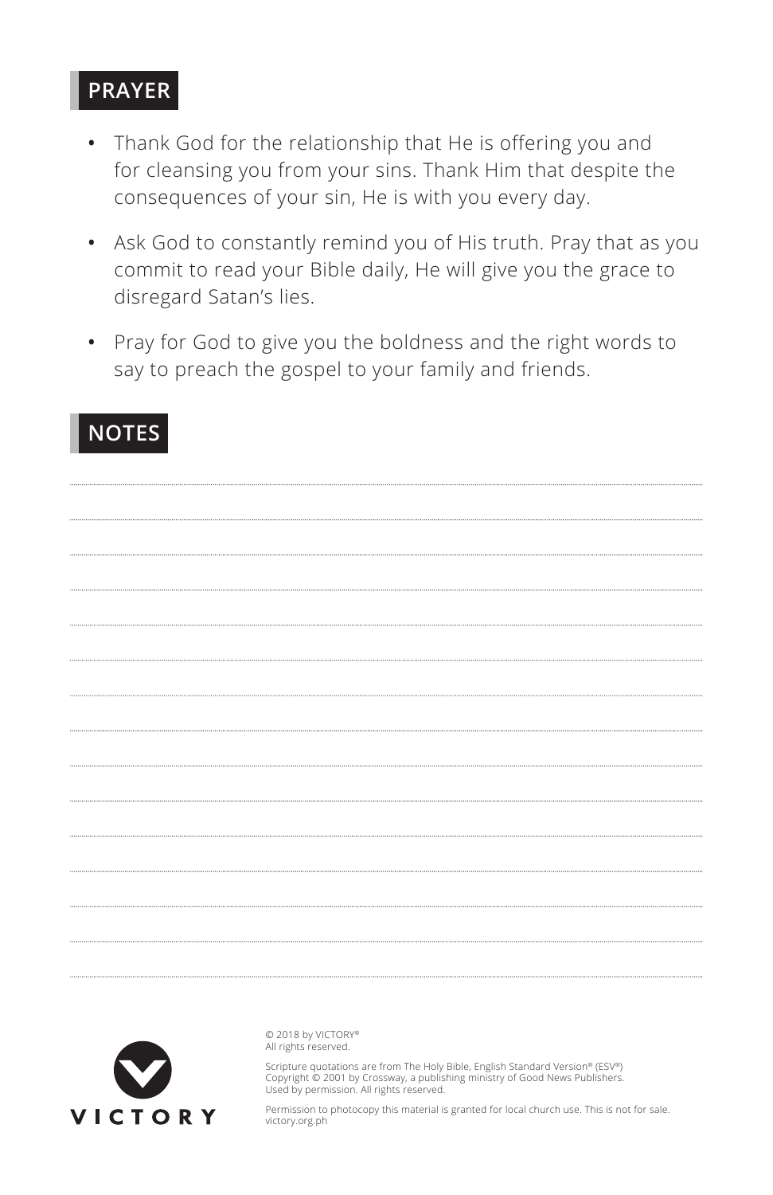## PRAYER

- Thank God for the relationship that He is offering you and for cleansing you from your sins. Thank Him that despite the consequences of your sin, He is with you every day.
- Ask God to constantly remind you of His truth. Pray that as you commit to read your Bible daily, He will give you the grace to disregard Satan's lies.
- Pray for God to give you the boldness and the right words to say to preach the gospel to your family and friends.

## NOTES

VICTORY

© 2018 by VICTORY®
All rights reserved.

Scripture quotations are from The Holy Bible, English Standard Version® (ESV®) Copyright © 2001 by Crossway, a publishing ministry of Good News Publishers. Used by permission. All rights reserved.

Permission to photocopy this material is granted for local church use. This is not for sale.
victory.org.ph